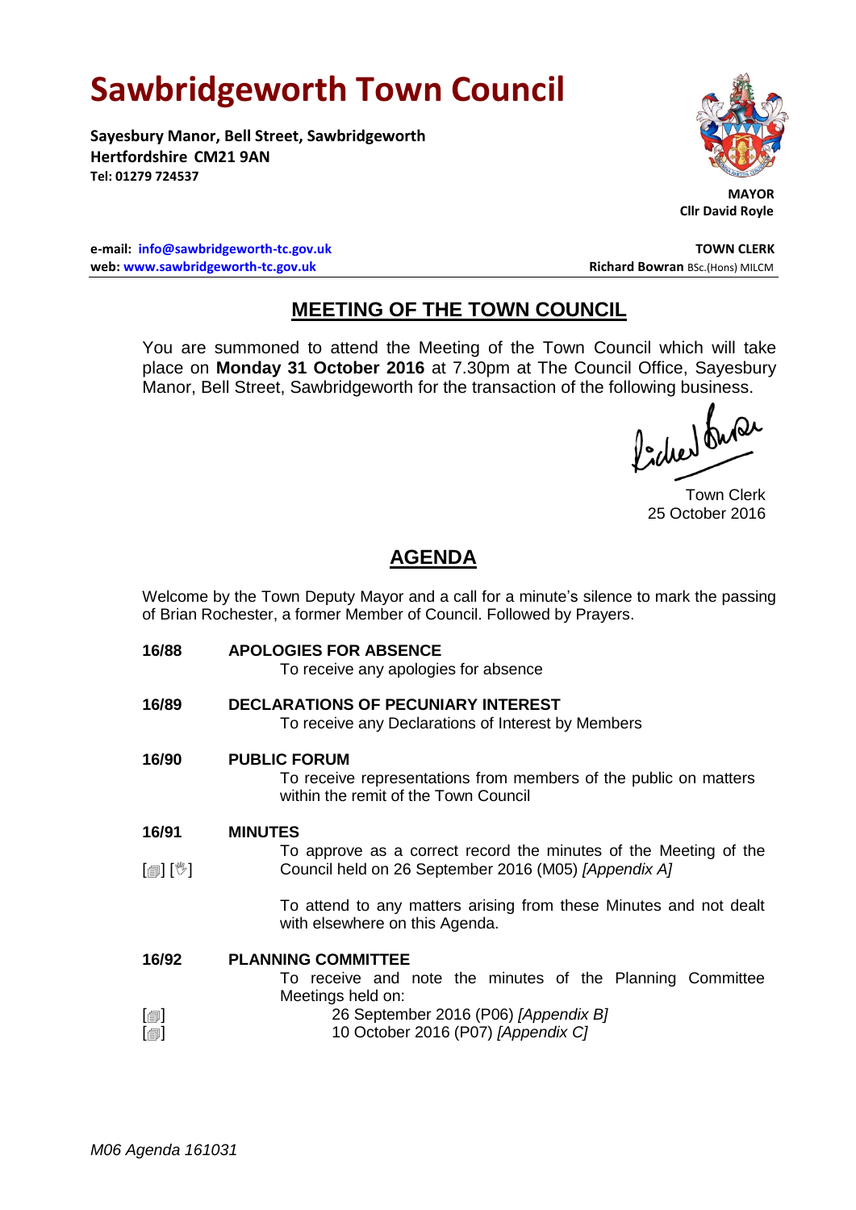# Sawbridgeworth Town Council

**Sayesbury Manor, Bell Street, Sawbridgeworth**
**Hertfordshire CM21 9AN**
**Tel: 01279 724537**

**MAYOR**
**Cllr David Royle**

**e-mail: info@sawbridgeworth-tc.gov.uk**
**web: www.sawbridgeworth-tc.gov.uk**

**TOWN CLERK**
**Richard Bowran** BSc.(Hons) MILCM

## MEETING OF THE TOWN COUNCIL

You are summoned to attend the Meeting of the Town Council which will take place on **Monday 31 October 2016** at 7.30pm at The Council Office, Sayesbury Manor, Bell Street, Sawbridgeworth for the transaction of the following business.

Town Clerk
25 October 2016

## AGENDA

Welcome by the Town Deputy Mayor and a call for a minute's silence to mark the passing of Brian Rochester, a former Member of Council. Followed by Prayers.

**16/88 APOLOGIES FOR ABSENCE**

To receive any apologies for absence

**16/89 DECLARATIONS OF PECUNIARY INTEREST**

To receive any Declarations of Interest by Members

**16/90 PUBLIC FORUM**

To receive representations from members of the public on matters within the remit of the Town Council

**16/91 MINUTES**

[] [] To approve as a correct record the minutes of the Meeting of the Council held on 26 September 2016 (M05) *[Appendix A]*

To attend to any matters arising from these Minutes and not dealt with elsewhere on this Agenda.

**16/92 PLANNING COMMITTEE**

To receive and note the minutes of the Planning Committee Meetings held on:

[] 26 September 2016 (P06) *[Appendix B]*
[] 10 October 2016 (P07) *[Appendix C]*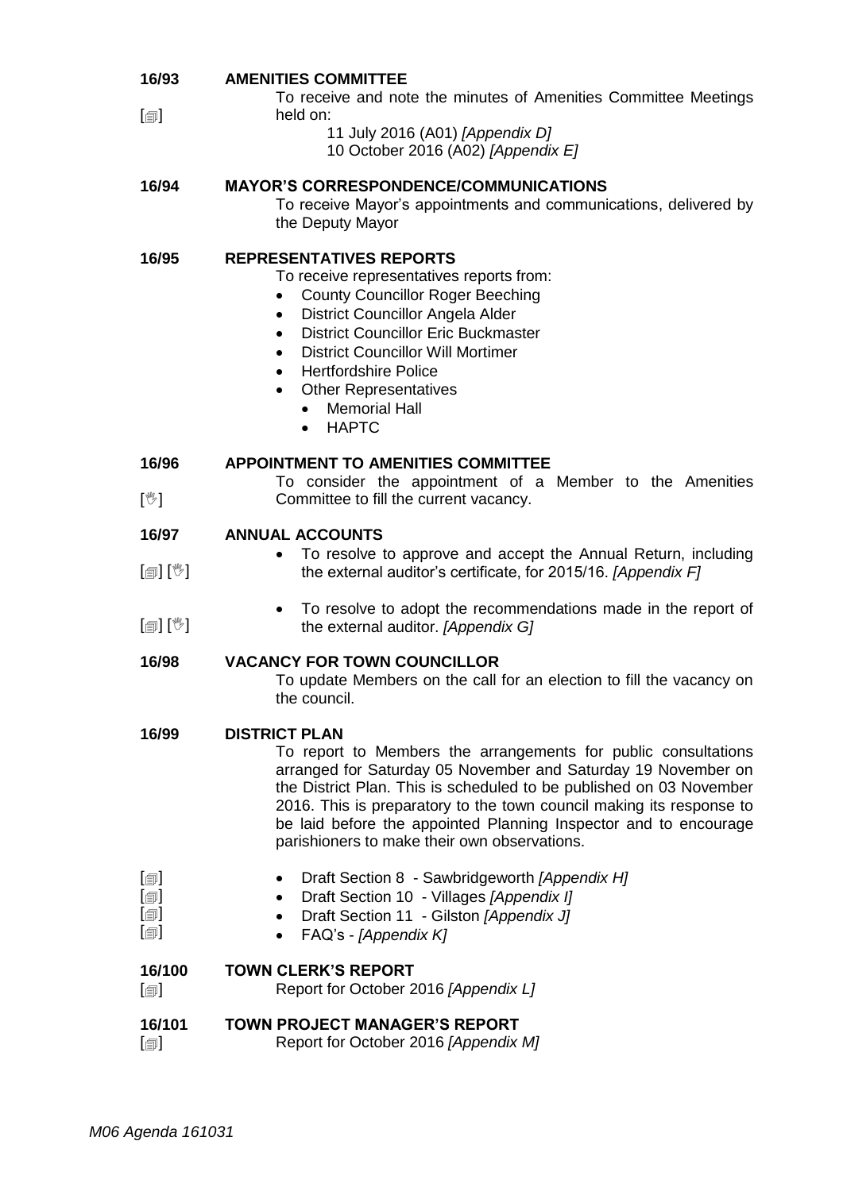**16/93 AMENITIES COMMITTEE**

[🗐] To receive and note the minutes of Amenities Committee Meetings held on:

11 July 2016 (A01) *[Appendix D]*
10 October 2016 (A02) *[Appendix E]*

**16/94 MAYOR'S CORRESPONDENCE/COMMUNICATIONS**

To receive Mayor's appointments and communications, delivered by the Deputy Mayor

**16/95 REPRESENTATIVES REPORTS**

To receive representatives reports from:

- County Councillor Roger Beeching
- District Councillor Angela Alder
- District Councillor Eric Buckmaster
- District Councillor Will Mortimer
- Hertfordshire Police
- Other Representatives
    - Memorial Hall
    - HAPTC

**16/96 APPOINTMENT TO AMENITIES COMMITTEE**

[✋] To consider the appointment of a Member to the Amenities Committee to fill the current vacancy.

**16/97 ANNUAL ACCOUNTS**

[🗐] [✋]
- To resolve to approve and accept the Annual Return, including the external auditor's certificate, for 2015/16. *[Appendix F]*

[🗐] [✋]
- To resolve to adopt the recommendations made in the report of the external auditor. *[Appendix G]*

**16/98 VACANCY FOR TOWN COUNCILLOR**

To update Members on the call for an election to fill the vacancy on the council.

**16/99 DISTRICT PLAN**

To report to Members the arrangements for public consultations arranged for Saturday 05 November and Saturday 19 November on the District Plan. This is scheduled to be published on 03 November 2016. This is preparatory to the town council making its response to be laid before the appointed Planning Inspector and to encourage parishioners to make their own observations.

[🗐]
- Draft Section 8 - Sawbridgeworth *[Appendix H]*

[🗐]
- Draft Section 10 - Villages *[Appendix I]*

[🗐]
- Draft Section 11 - Gilston *[Appendix J]*

[🗐]
- FAQ's - *[Appendix K]*

**16/100 TOWN CLERK'S REPORT**

[🗐] Report for October 2016 *[Appendix L]*

**16/101 TOWN PROJECT MANAGER'S REPORT**

[🗐] Report for October 2016 *[Appendix M]*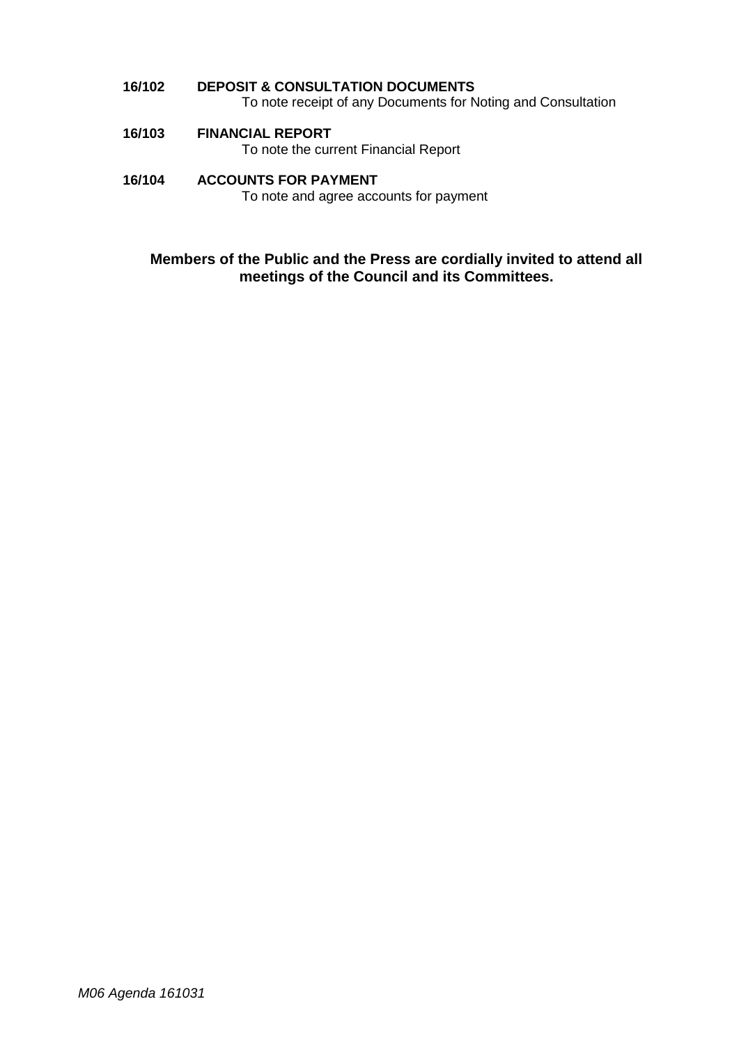**16/102 DEPOSIT & CONSULTATION DOCUMENTS**
To note receipt of any Documents for Noting and Consultation

**16/103 FINANCIAL REPORT**
To note the current Financial Report

**16/104 ACCOUNTS FOR PAYMENT**
To note and agree accounts for payment

**Members of the Public and the Press are cordially invited to attend all meetings of the Council and its Committees.**

*M06 Agenda 161031*